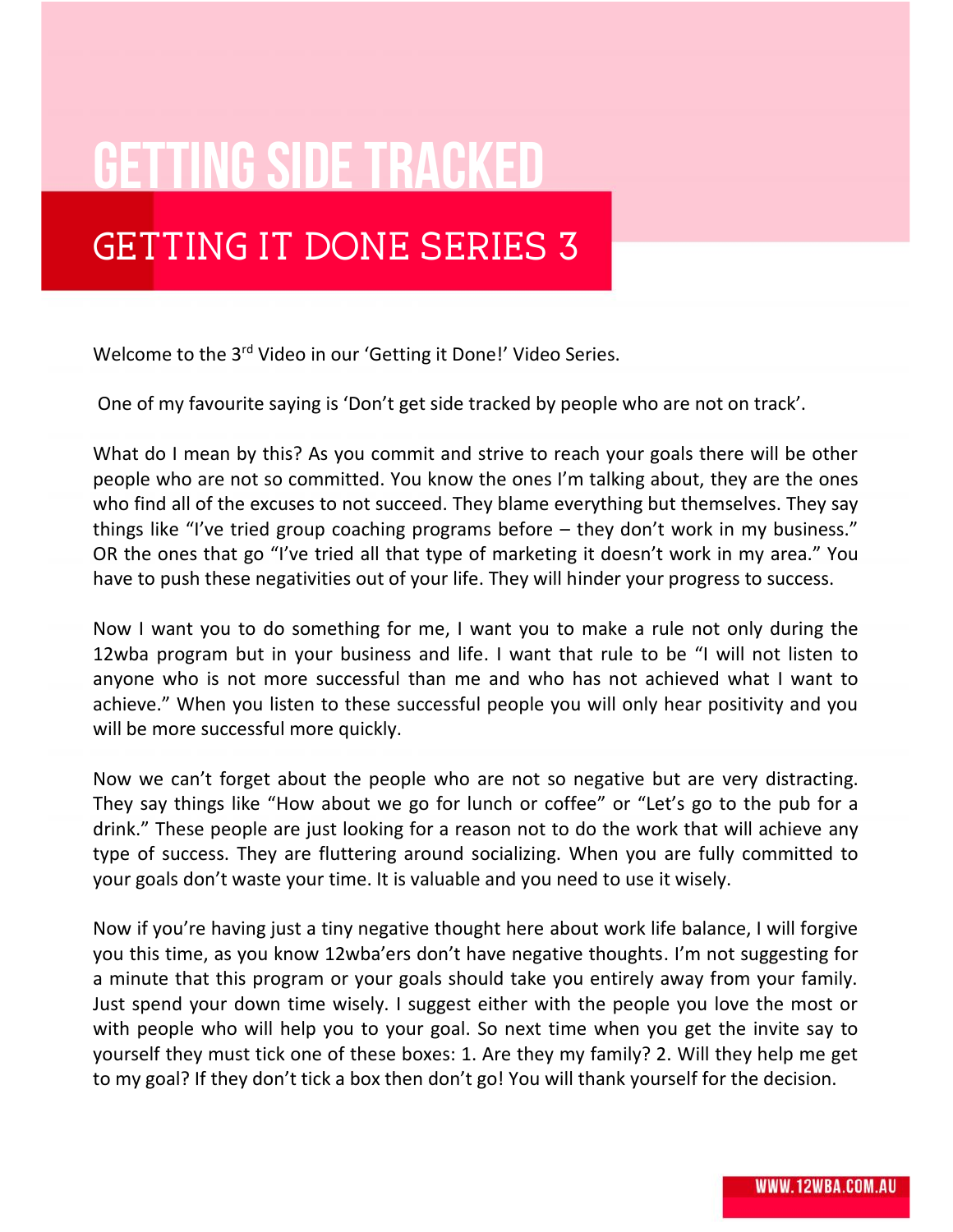# GETTING SIDE TRACKED

## GETTING IT DONE SERIES 3

Welcome to the 3rd Video in our 'Getting it Done!' Video Series.

One of my favourite saying is 'Don't get side tracked by people who are not on track'.

What do I mean by this? As you commit and strive to reach your goals there will be other people who are not so committed. You know the ones I'm talking about, they are the ones who find all of the excuses to not succeed. They blame everything but themselves. They say things like "I've tried group coaching programs before – they don't work in my business." OR the ones that go "I've tried all that type of marketing it doesn't work in my area." You have to push these negativities out of your life. They will hinder your progress to success.

Now I want you to do something for me, I want you to make a rule not only during the 12wba program but in your business and life. I want that rule to be "I will not listen to anyone who is not more successful than me and who has not achieved what I want to achieve." When you listen to these successful people you will only hear positivity and you will be more successful more quickly.

Now we can't forget about the people who are not so negative but are very distracting. They say things like "How about we go for lunch or coffee" or "Let's go to the pub for a drink." These people are just looking for a reason not to do the work that will achieve any type of success. They are fluttering around socializing. When you are fully committed to your goals don't waste your time. It is valuable and you need to use it wisely.

Now if you're having just a tiny negative thought here about work life balance, I will forgive you this time, as you know 12wba'ers don't have negative thoughts. I'm not suggesting for a minute that this program or your goals should take you entirely away from your family. Just spend your down time wisely. I suggest either with the people you love the most or with people who will help you to your goal. So next time when you get the invite say to yourself they must tick one of these boxes: 1. Are they my family? 2. Will they help me get to my goal? If they don't tick a box then don't go! You will thank yourself for the decision.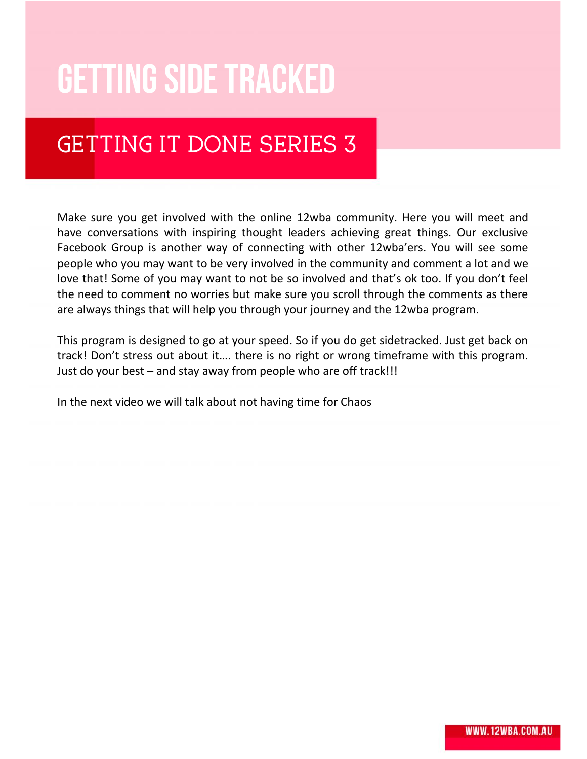# GETTING SIDE TRACKED

## GETTING IT DONE SERIES 3

Make sure you get involved with the online 12wba community. Here you will meet and have conversations with inspiring thought leaders achieving great things. Our exclusive Facebook Group is another way of connecting with other 12wba'ers. You will see some people who you may want to be very involved in the community and comment a lot and we love that! Some of you may want to not be so involved and that's ok too. If you don't feel the need to comment no worries but make sure you scroll through the comments as there are always things that will help you through your journey and the 12wba program.

This program is designed to go at your speed. So if you do get sidetracked. Just get back on track! Don't stress out about it…. there is no right or wrong timeframe with this program. Just do your best – and stay away from people who are off track!!!

In the next video we will talk about not having time for Chaos